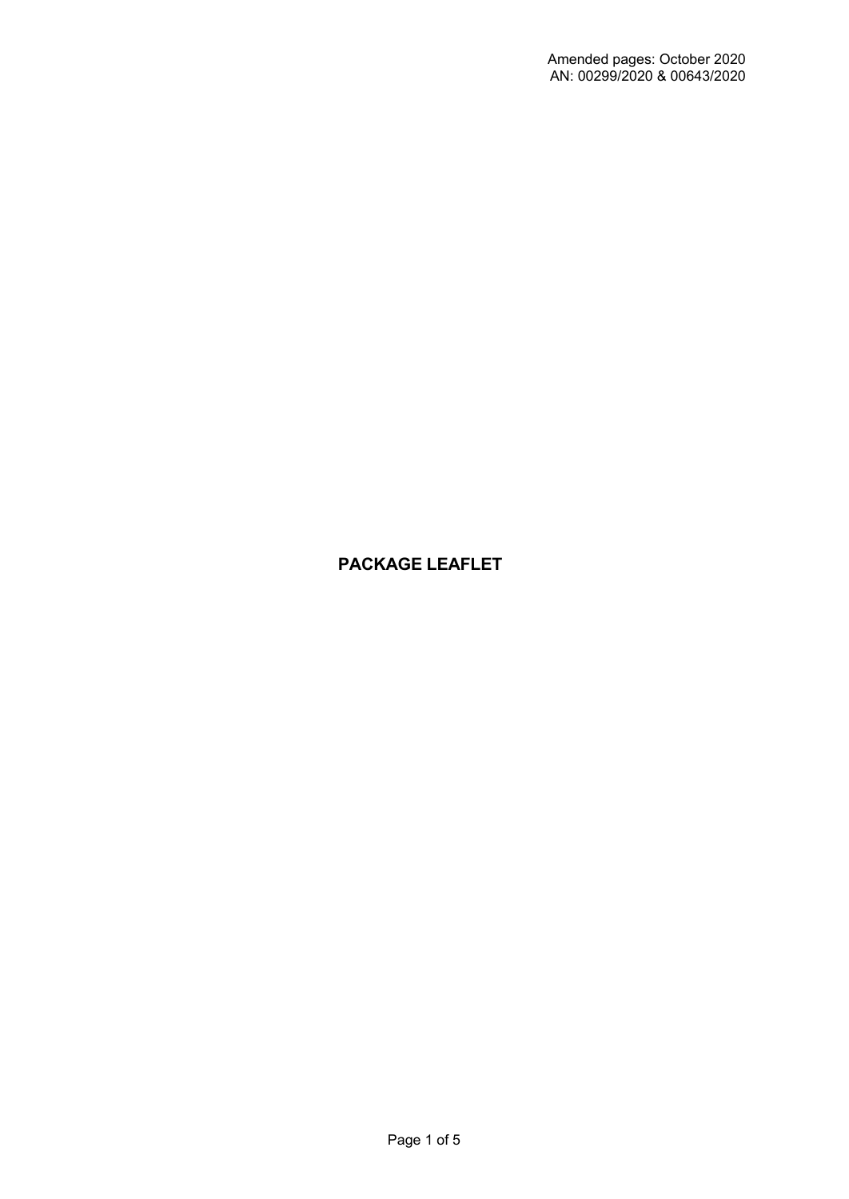Amended pages: October 2020
AN: 00299/2020 & 00643/2020

# PACKAGE LEAFLET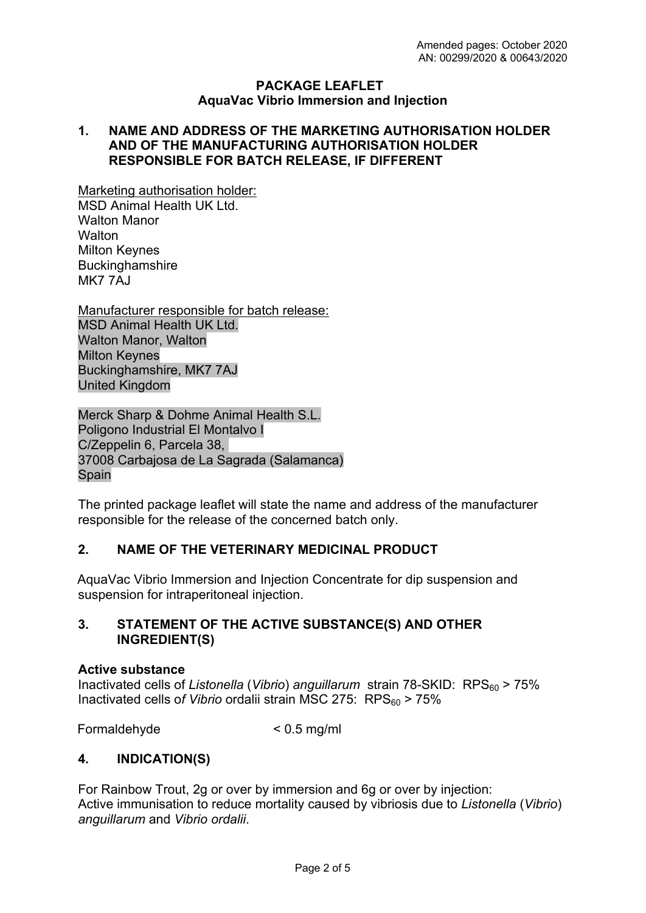Amended pages: October 2020
AN: 00299/2020 & 00643/2020

**PACKAGE LEAFLET**
**AquaVac Vibrio Immersion and Injection**

## 1. NAME AND ADDRESS OF THE MARKETING AUTHORISATION HOLDER AND OF THE MANUFACTURING AUTHORISATION HOLDER RESPONSIBLE FOR BATCH RELEASE, IF DIFFERENT

Marketing authorisation holder:
MSD Animal Health UK Ltd.
Walton Manor
Walton
Milton Keynes
Buckinghamshire
MK7 7AJ

Manufacturer responsible for batch release:
MSD Animal Health UK Ltd.
Walton Manor, Walton
Milton Keynes
Buckinghamshire, MK7 7AJ
United Kingdom

Merck Sharp & Dohme Animal Health S.L.
Poligono Industrial El Montalvo I
C/Zeppelin 6, Parcela 38,
37008 Carbajosa de La Sagrada (Salamanca)
Spain

The printed package leaflet will state the name and address of the manufacturer responsible for the release of the concerned batch only.

## 2. NAME OF THE VETERINARY MEDICINAL PRODUCT

AquaVac Vibrio Immersion and Injection Concentrate for dip suspension and suspension for intraperitoneal injection.

## 3. STATEMENT OF THE ACTIVE SUBSTANCE(S) AND OTHER INGREDIENT(S)

**Active substance**
Inactivated cells of *Listonella* (*Vibrio*) *anguillarum* strain 78-SKID: $RPS_{60} > 75\%$
Inactivated cells of *Vibrio* ordalii strain MSC 275: $RPS_{60} > 75\%$

Formaldehyde < 0.5 mg/ml

## 4. INDICATION(S)

For Rainbow Trout, 2g or over by immersion and 6g or over by injection:
Active immunisation to reduce mortality caused by vibriosis due to *Listonella* (*Vibrio*) *anguillarum* and *Vibrio ordalii*.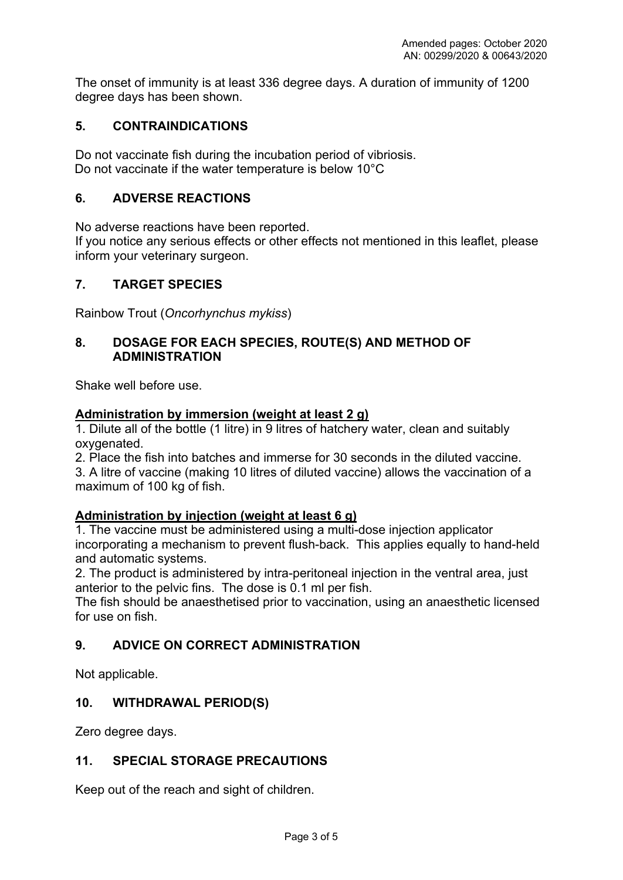Amended pages: October 2020
AN: 00299/2020 & 00643/2020

The onset of immunity is at least 336 degree days. A duration of immunity of 1200 degree days has been shown.

## 5. CONTRAINDICATIONS

Do not vaccinate fish during the incubation period of vibriosis.
Do not vaccinate if the water temperature is below 10°C

## 6. ADVERSE REACTIONS

No adverse reactions have been reported.
If you notice any serious effects or other effects not mentioned in this leaflet, please inform your veterinary surgeon.

## 7. TARGET SPECIES

Rainbow Trout (*Oncorhynchus mykiss*)

## 8. DOSAGE FOR EACH SPECIES, ROUTE(S) AND METHOD OF ADMINISTRATION

Shake well before use.

**Administration by immersion (weight at least 2 g)**

1. Dilute all of the bottle (1 litre) in 9 litres of hatchery water, clean and suitably oxygenated.
2. Place the fish into batches and immerse for 30 seconds in the diluted vaccine.
3. A litre of vaccine (making 10 litres of diluted vaccine) allows the vaccination of a maximum of 100 kg of fish.

**Administration by injection (weight at least 6 g)**

1. The vaccine must be administered using a multi-dose injection applicator incorporating a mechanism to prevent flush-back. This applies equally to hand-held and automatic systems.
2. The product is administered by intra-peritoneal injection in the ventral area, just anterior to the pelvic fins. The dose is 0.1 ml per fish.

The fish should be anaesthetised prior to vaccination, using an anaesthetic licensed for use on fish.

## 9. ADVICE ON CORRECT ADMINISTRATION

Not applicable.

## 10. WITHDRAWAL PERIOD(S)

Zero degree days.

## 11. SPECIAL STORAGE PRECAUTIONS

Keep out of the reach and sight of children.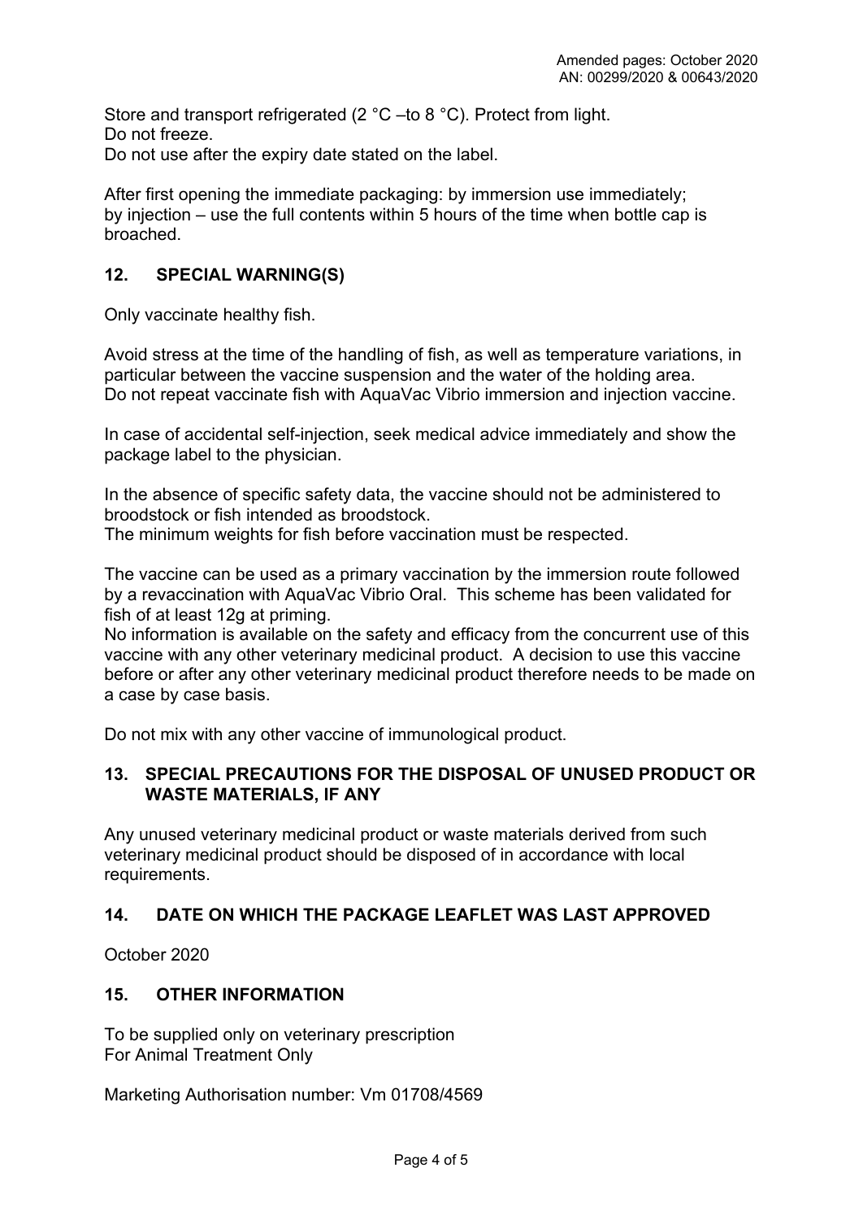Store and transport refrigerated (2 °C –to 8 °C). Protect from light.
Do not freeze.
Do not use after the expiry date stated on the label.

After first opening the immediate packaging: by immersion use immediately;
by injection – use the full contents within 5 hours of the time when bottle cap is broached.

## 12. SPECIAL WARNING(S)

Only vaccinate healthy fish.

Avoid stress at the time of the handling of fish, as well as temperature variations, in particular between the vaccine suspension and the water of the holding area.
Do not repeat vaccinate fish with AquaVac Vibrio immersion and injection vaccine.

In case of accidental self-injection, seek medical advice immediately and show the package label to the physician.

In the absence of specific safety data, the vaccine should not be administered to broodstock or fish intended as broodstock.
The minimum weights for fish before vaccination must be respected.

The vaccine can be used as a primary vaccination by the immersion route followed by a revaccination with AquaVac Vibrio Oral. This scheme has been validated for fish of at least 12g at priming.
No information is available on the safety and efficacy from the concurrent use of this vaccine with any other veterinary medicinal product. A decision to use this vaccine before or after any other veterinary medicinal product therefore needs to be made on a case by case basis.

Do not mix with any other vaccine of immunological product.

## 13. SPECIAL PRECAUTIONS FOR THE DISPOSAL OF UNUSED PRODUCT OR WASTE MATERIALS, IF ANY

Any unused veterinary medicinal product or waste materials derived from such veterinary medicinal product should be disposed of in accordance with local requirements.

## 14. DATE ON WHICH THE PACKAGE LEAFLET WAS LAST APPROVED

October 2020

## 15. OTHER INFORMATION

To be supplied only on veterinary prescription
For Animal Treatment Only

Marketing Authorisation number: Vm 01708/4569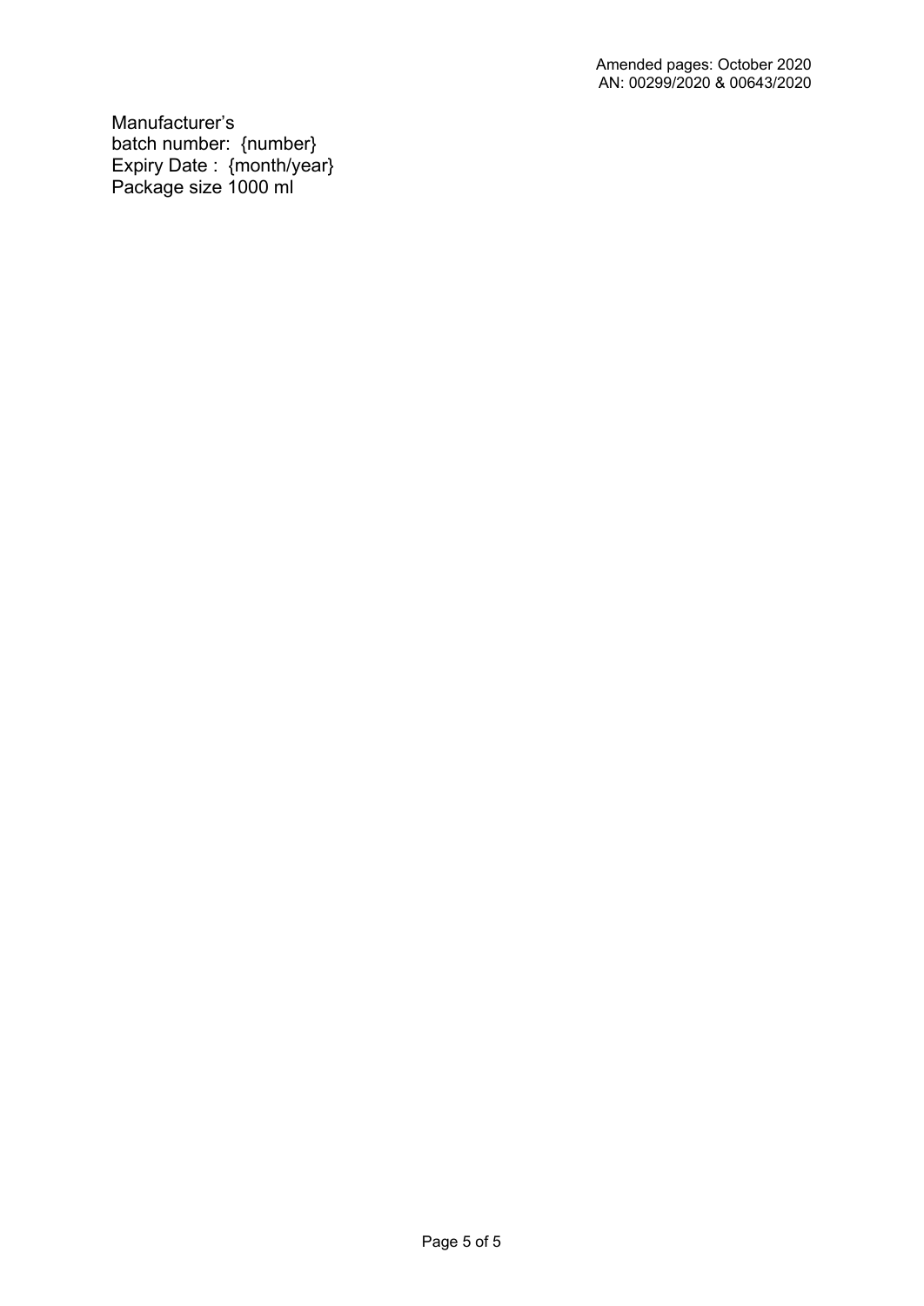Manufacturer's
batch number: {number}
Expiry Date : {month/year}
Package size 1000 ml